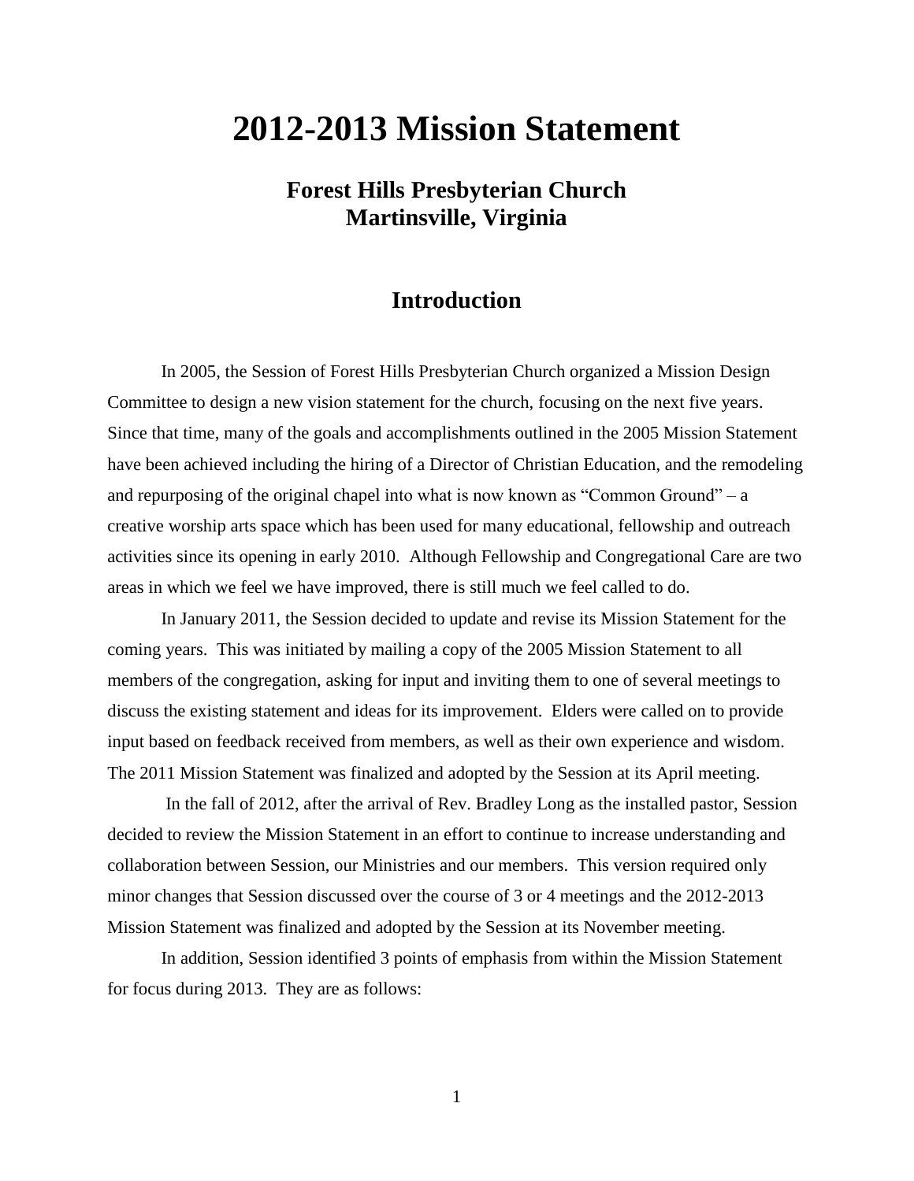# 2012-2013 Mission Statement

## Forest Hills Presbyterian Church
## Martinsville, Virginia

## Introduction

In 2005, the Session of Forest Hills Presbyterian Church organized a Mission Design Committee to design a new vision statement for the church, focusing on the next five years. Since that time, many of the goals and accomplishments outlined in the 2005 Mission Statement have been achieved including the hiring of a Director of Christian Education, and the remodeling and repurposing of the original chapel into what is now known as "Common Ground" – a creative worship arts space which has been used for many educational, fellowship and outreach activities since its opening in early 2010. Although Fellowship and Congregational Care are two areas in which we feel we have improved, there is still much we feel called to do.

In January 2011, the Session decided to update and revise its Mission Statement for the coming years. This was initiated by mailing a copy of the 2005 Mission Statement to all members of the congregation, asking for input and inviting them to one of several meetings to discuss the existing statement and ideas for its improvement. Elders were called on to provide input based on feedback received from members, as well as their own experience and wisdom. The 2011 Mission Statement was finalized and adopted by the Session at its April meeting.

In the fall of 2012, after the arrival of Rev. Bradley Long as the installed pastor, Session decided to review the Mission Statement in an effort to continue to increase understanding and collaboration between Session, our Ministries and our members. This version required only minor changes that Session discussed over the course of 3 or 4 meetings and the 2012-2013 Mission Statement was finalized and adopted by the Session at its November meeting.

In addition, Session identified 3 points of emphasis from within the Mission Statement for focus during 2013. They are as follows: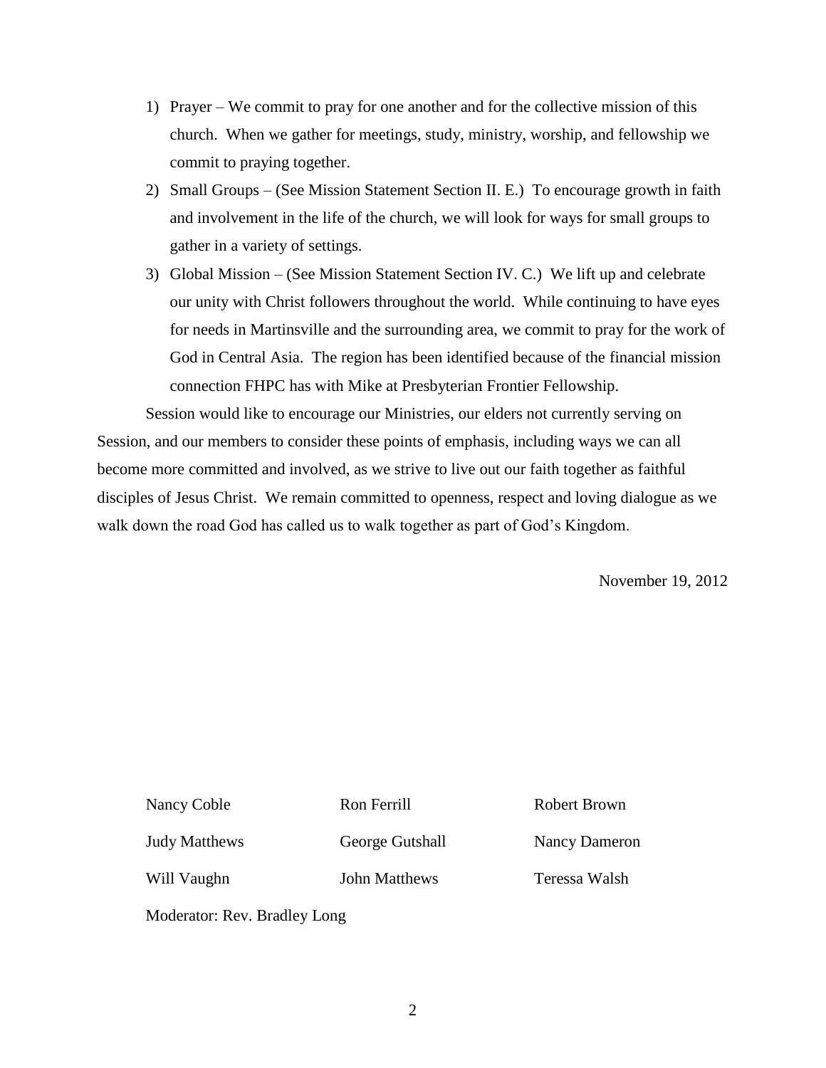1) Prayer – We commit to pray for one another and for the collective mission of this church. When we gather for meetings, study, ministry, worship, and fellowship we commit to praying together.
2) Small Groups – (See Mission Statement Section II. E.) To encourage growth in faith and involvement in the life of the church, we will look for ways for small groups to gather in a variety of settings.
3) Global Mission – (See Mission Statement Section IV. C.) We lift up and celebrate our unity with Christ followers throughout the world. While continuing to have eyes for needs in Martinsville and the surrounding area, we commit to pray for the work of God in Central Asia. The region has been identified because of the financial mission connection FHPC has with Mike at Presbyterian Frontier Fellowship.

Session would like to encourage our Ministries, our elders not currently serving on Session, and our members to consider these points of emphasis, including ways we can all become more committed and involved, as we strive to live out our faith together as faithful disciples of Jesus Christ. We remain committed to openness, respect and loving dialogue as we walk down the road God has called us to walk together as part of God's Kingdom.

November 19, 2012

| | | |
|---|---|---|
| Nancy Coble | Ron Ferrill | Robert Brown |
| Judy Matthews | George Gutshall | Nancy Dameron |
| Will Vaughn | John Matthews | Teressa Walsh |

Moderator: Rev. Bradley Long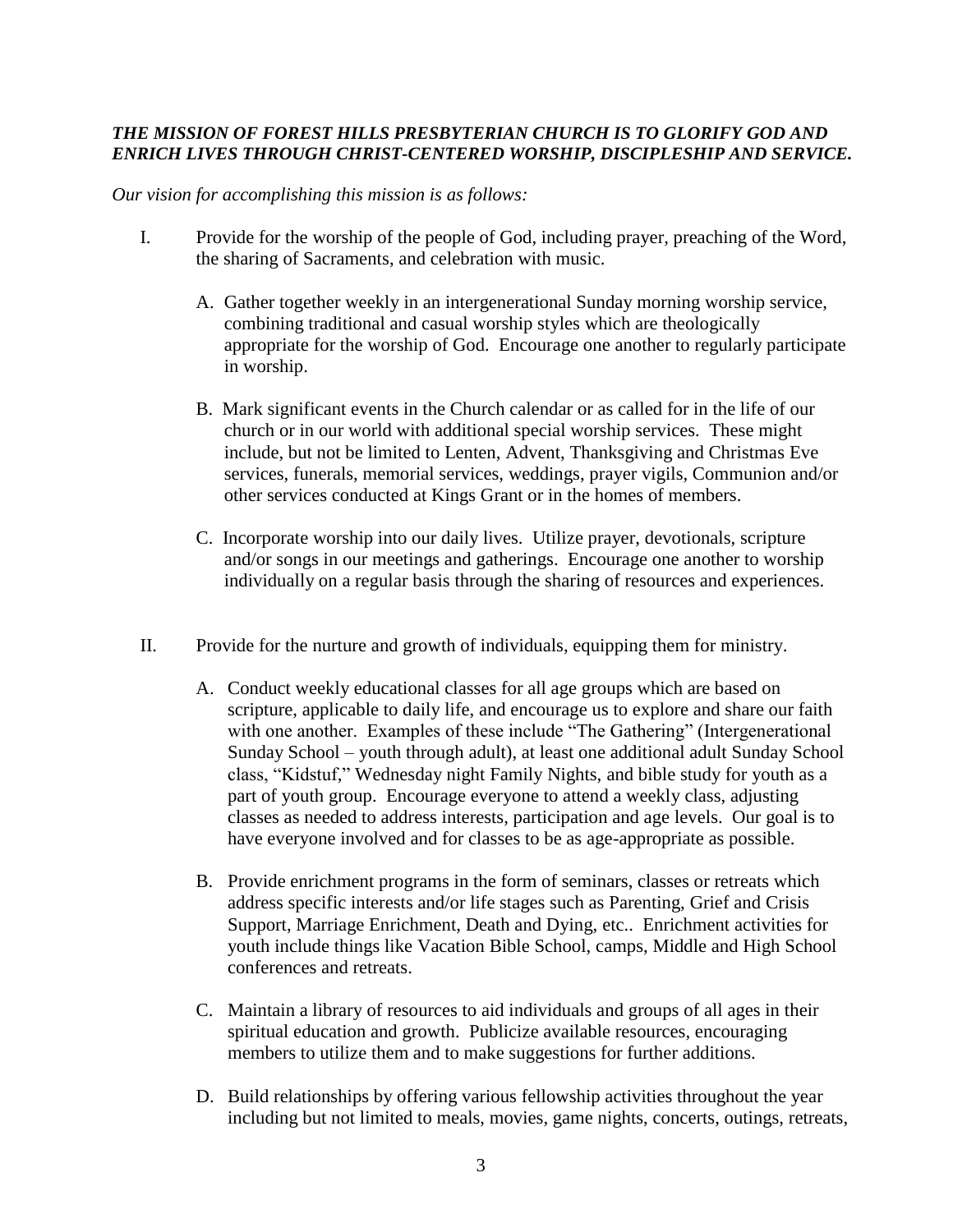***THE MISSION OF FOREST HILLS PRESBYTERIAN CHURCH IS TO GLORIFY GOD AND ENRICH LIVES THROUGH CHRIST-CENTERED WORSHIP, DISCIPLESHIP AND SERVICE.***

*Our vision for accomplishing this mission is as follows:*

I. Provide for the worship of the people of God, including prayer, preaching of the Word, the sharing of Sacraments, and celebration with music.

   A. Gather together weekly in an intergenerational Sunday morning worship service, combining traditional and casual worship styles which are theologically appropriate for the worship of God. Encourage one another to regularly participate in worship.

   B. Mark significant events in the Church calendar or as called for in the life of our church or in our world with additional special worship services. These might include, but not be limited to Lenten, Advent, Thanksgiving and Christmas Eve services, funerals, memorial services, weddings, prayer vigils, Communion and/or other services conducted at Kings Grant or in the homes of members.

   C. Incorporate worship into our daily lives. Utilize prayer, devotionals, scripture and/or songs in our meetings and gatherings. Encourage one another to worship individually on a regular basis through the sharing of resources and experiences.

II. Provide for the nurture and growth of individuals, equipping them for ministry.

   A. Conduct weekly educational classes for all age groups which are based on scripture, applicable to daily life, and encourage us to explore and share our faith with one another. Examples of these include "The Gathering" (Intergenerational Sunday School – youth through adult), at least one additional adult Sunday School class, "Kidstuf," Wednesday night Family Nights, and bible study for youth as a part of youth group. Encourage everyone to attend a weekly class, adjusting classes as needed to address interests, participation and age levels. Our goal is to have everyone involved and for classes to be as age-appropriate as possible.

   B. Provide enrichment programs in the form of seminars, classes or retreats which address specific interests and/or life stages such as Parenting, Grief and Crisis Support, Marriage Enrichment, Death and Dying, etc.. Enrichment activities for youth include things like Vacation Bible School, camps, Middle and High School conferences and retreats.

   C. Maintain a library of resources to aid individuals and groups of all ages in their spiritual education and growth. Publicize available resources, encouraging members to utilize them and to make suggestions for further additions.

   D. Build relationships by offering various fellowship activities throughout the year including but not limited to meals, movies, game nights, concerts, outings, retreats,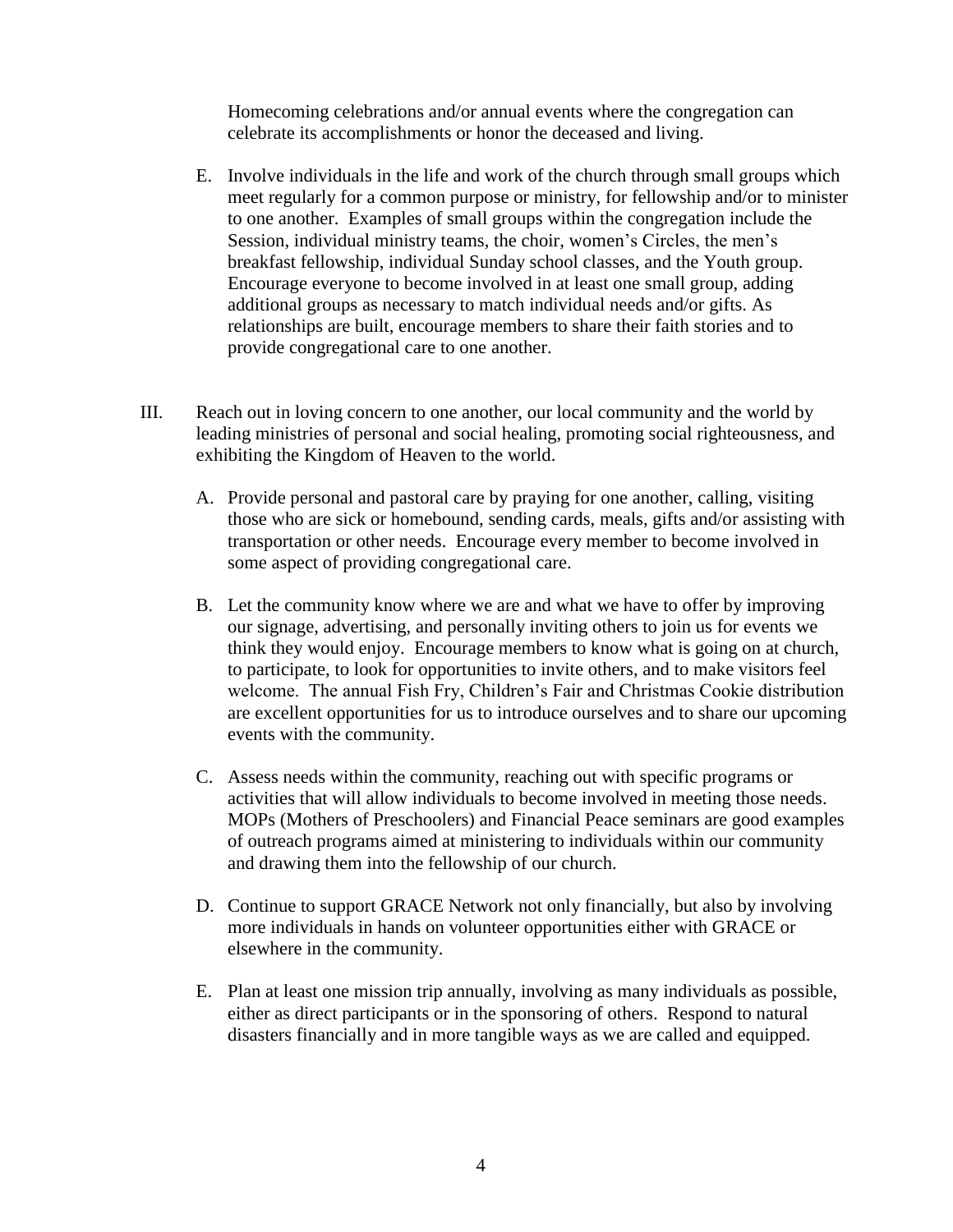Homecoming celebrations and/or annual events where the congregation can celebrate its accomplishments or honor the deceased and living.

E. Involve individuals in the life and work of the church through small groups which meet regularly for a common purpose or ministry, for fellowship and/or to minister to one another. Examples of small groups within the congregation include the Session, individual ministry teams, the choir, women's Circles, the men's breakfast fellowship, individual Sunday school classes, and the Youth group. Encourage everyone to become involved in at least one small group, adding additional groups as necessary to match individual needs and/or gifts. As relationships are built, encourage members to share their faith stories and to provide congregational care to one another.

III. Reach out in loving concern to one another, our local community and the world by leading ministries of personal and social healing, promoting social righteousness, and exhibiting the Kingdom of Heaven to the world.

A. Provide personal and pastoral care by praying for one another, calling, visiting those who are sick or homebound, sending cards, meals, gifts and/or assisting with transportation or other needs. Encourage every member to become involved in some aspect of providing congregational care.

B. Let the community know where we are and what we have to offer by improving our signage, advertising, and personally inviting others to join us for events we think they would enjoy. Encourage members to know what is going on at church, to participate, to look for opportunities to invite others, and to make visitors feel welcome. The annual Fish Fry, Children's Fair and Christmas Cookie distribution are excellent opportunities for us to introduce ourselves and to share our upcoming events with the community.

C. Assess needs within the community, reaching out with specific programs or activities that will allow individuals to become involved in meeting those needs. MOPs (Mothers of Preschoolers) and Financial Peace seminars are good examples of outreach programs aimed at ministering to individuals within our community and drawing them into the fellowship of our church.

D. Continue to support GRACE Network not only financially, but also by involving more individuals in hands on volunteer opportunities either with GRACE or elsewhere in the community.

E. Plan at least one mission trip annually, involving as many individuals as possible, either as direct participants or in the sponsoring of others. Respond to natural disasters financially and in more tangible ways as we are called and equipped.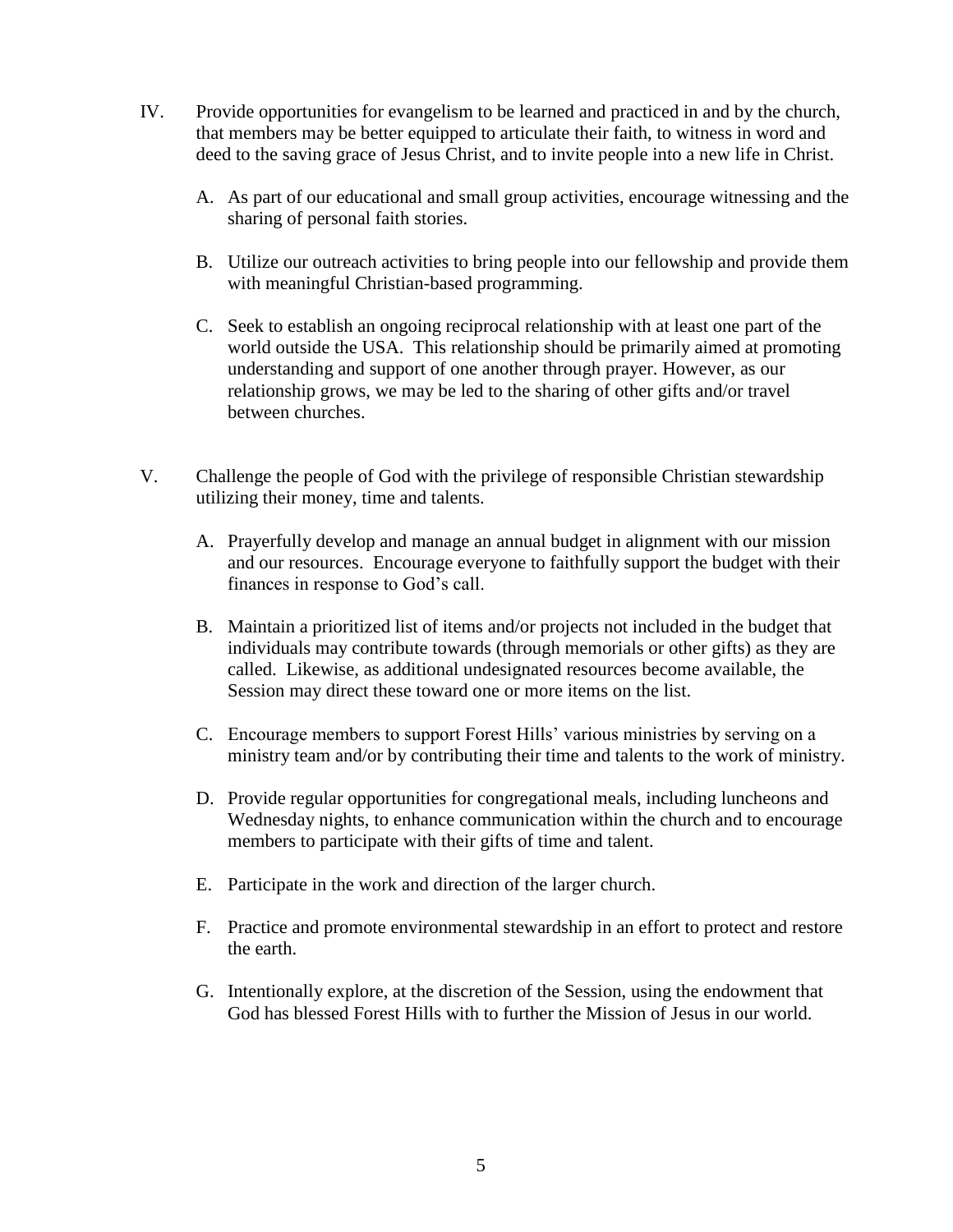IV. Provide opportunities for evangelism to be learned and practiced in and by the church, that members may be better equipped to articulate their faith, to witness in word and deed to the saving grace of Jesus Christ, and to invite people into a new life in Christ.

   A. As part of our educational and small group activities, encourage witnessing and the sharing of personal faith stories.

   B. Utilize our outreach activities to bring people into our fellowship and provide them with meaningful Christian-based programming.

   C. Seek to establish an ongoing reciprocal relationship with at least one part of the world outside the USA. This relationship should be primarily aimed at promoting understanding and support of one another through prayer. However, as our relationship grows, we may be led to the sharing of other gifts and/or travel between churches.

V. Challenge the people of God with the privilege of responsible Christian stewardship utilizing their money, time and talents.

   A. Prayerfully develop and manage an annual budget in alignment with our mission and our resources. Encourage everyone to faithfully support the budget with their finances in response to God's call.

   B. Maintain a prioritized list of items and/or projects not included in the budget that individuals may contribute towards (through memorials or other gifts) as they are called. Likewise, as additional undesignated resources become available, the Session may direct these toward one or more items on the list.

   C. Encourage members to support Forest Hills' various ministries by serving on a ministry team and/or by contributing their time and talents to the work of ministry.

   D. Provide regular opportunities for congregational meals, including luncheons and Wednesday nights, to enhance communication within the church and to encourage members to participate with their gifts of time and talent.

   E. Participate in the work and direction of the larger church.

   F. Practice and promote environmental stewardship in an effort to protect and restore the earth.

   G. Intentionally explore, at the discretion of the Session, using the endowment that God has blessed Forest Hills with to further the Mission of Jesus in our world.